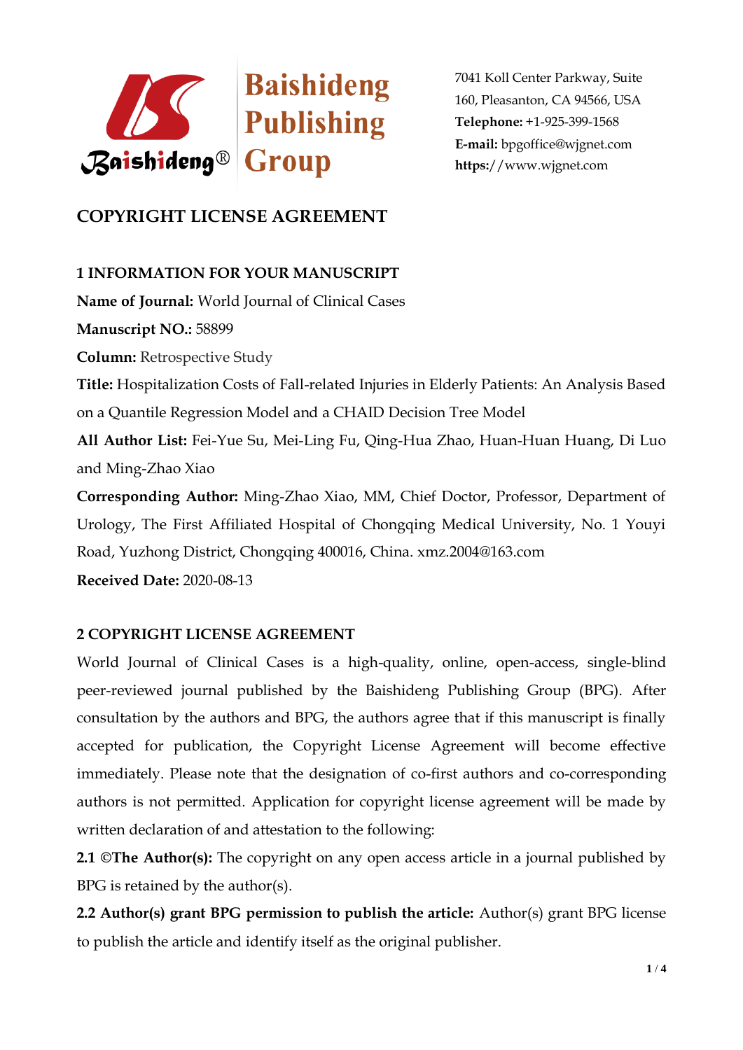Baishideng Publishing Group

7041 Koll Center Parkway, Suite 160, Pleasanton, CA 94566, USA
**Telephone:** +1-925-399-1568
**E-mail:** bpgoffice@wjgnet.com
**https:**//www.wjgnet.com

# COPYRIGHT LICENSE AGREEMENT

## 1 INFORMATION FOR YOUR MANUSCRIPT

**Name of Journal:** World Journal of Clinical Cases

**Manuscript NO.:** 58899

**Column:** Retrospective Study

**Title:** Hospitalization Costs of Fall-related Injuries in Elderly Patients: An Analysis Based on a Quantile Regression Model and a CHAID Decision Tree Model

**All Author List:** Fei-Yue Su, Mei-Ling Fu, Qing-Hua Zhao, Huan-Huan Huang, Di Luo and Ming-Zhao Xiao

**Corresponding Author:** Ming-Zhao Xiao, MM, Chief Doctor, Professor, Department of Urology, The First Affiliated Hospital of Chongqing Medical University, No. 1 Youyi Road, Yuzhong District, Chongqing 400016, China. xmz.2004@163.com

**Received Date:** 2020-08-13

## 2 COPYRIGHT LICENSE AGREEMENT

World Journal of Clinical Cases is a high-quality, online, open-access, single-blind peer-reviewed journal published by the Baishideng Publishing Group (BPG). After consultation by the authors and BPG, the authors agree that if this manuscript is finally accepted for publication, the Copyright License Agreement will become effective immediately. Please note that the designation of co-first authors and co-corresponding authors is not permitted. Application for copyright license agreement will be made by written declaration of and attestation to the following:

**2.1 ©The Author(s):** The copyright on any open access article in a journal published by BPG is retained by the author(s).

**2.2 Author(s) grant BPG permission to publish the article:** Author(s) grant BPG license to publish the article and identify itself as the original publisher.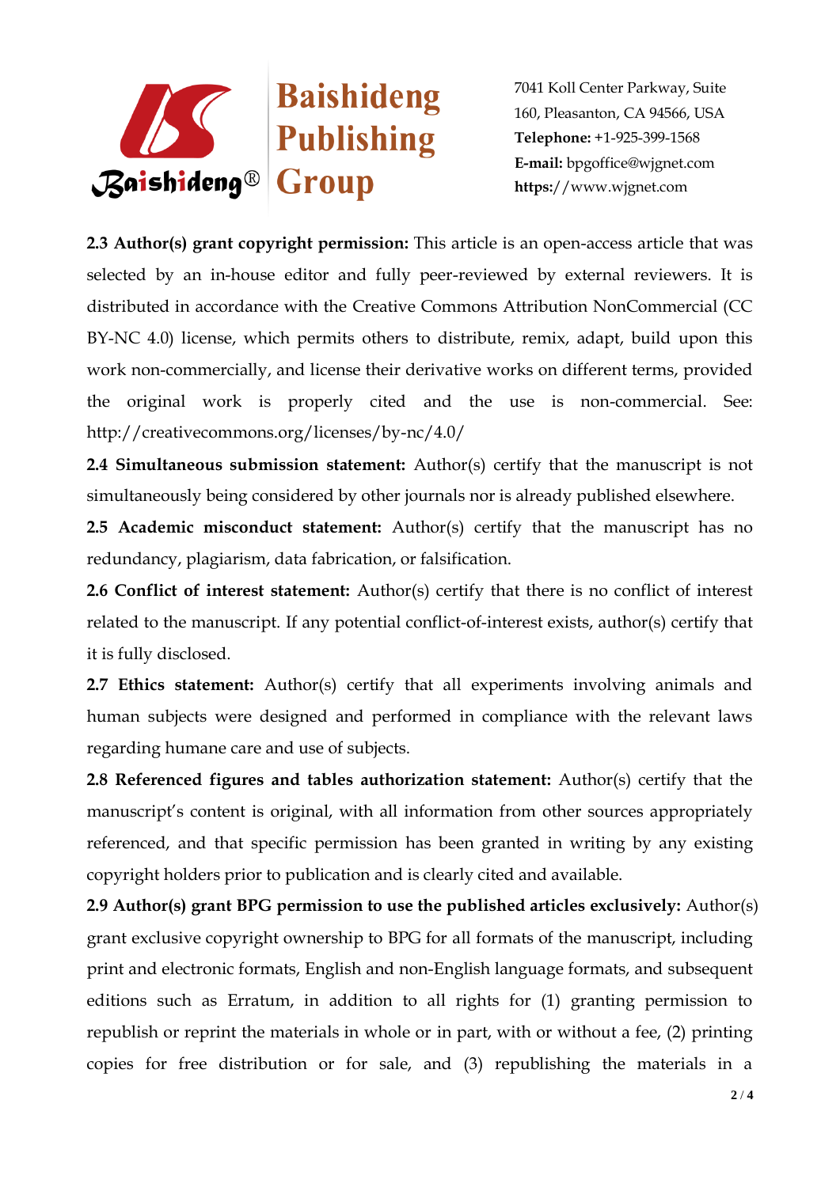**2.3 Author(s) grant copyright permission:** This article is an open-access article that was selected by an in-house editor and fully peer-reviewed by external reviewers. It is distributed in accordance with the Creative Commons Attribution NonCommercial (CC BY-NC 4.0) license, which permits others to distribute, remix, adapt, build upon this work non-commercially, and license their derivative works on different terms, provided the original work is properly cited and the use is non-commercial. See: http://creativecommons.org/licenses/by-nc/4.0/

**2.4 Simultaneous submission statement:** Author(s) certify that the manuscript is not simultaneously being considered by other journals nor is already published elsewhere.

**2.5 Academic misconduct statement:** Author(s) certify that the manuscript has no redundancy, plagiarism, data fabrication, or falsification.

**2.6 Conflict of interest statement:** Author(s) certify that there is no conflict of interest related to the manuscript. If any potential conflict-of-interest exists, author(s) certify that it is fully disclosed.

**2.7 Ethics statement:** Author(s) certify that all experiments involving animals and human subjects were designed and performed in compliance with the relevant laws regarding humane care and use of subjects.

**2.8 Referenced figures and tables authorization statement:** Author(s) certify that the manuscript's content is original, with all information from other sources appropriately referenced, and that specific permission has been granted in writing by any existing copyright holders prior to publication and is clearly cited and available.

**2.9 Author(s) grant BPG permission to use the published articles exclusively:** Author(s) grant exclusive copyright ownership to BPG for all formats of the manuscript, including print and electronic formats, English and non-English language formats, and subsequent editions such as Erratum, in addition to all rights for (1) granting permission to republish or reprint the materials in whole or in part, with or without a fee, (2) printing copies for free distribution or for sale, and (3) republishing the materials in a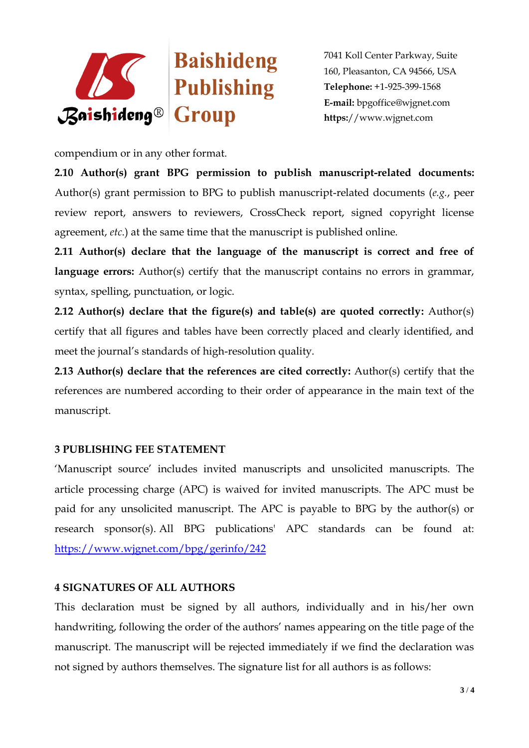compendium or in any other format.

**2.10 Author(s) grant BPG permission to publish manuscript-related documents:** Author(s) grant permission to BPG to publish manuscript-related documents (*e.g.*, peer review report, answers to reviewers, CrossCheck report, signed copyright license agreement, *etc*.) at the same time that the manuscript is published online.

**2.11 Author(s) declare that the language of the manuscript is correct and free of language errors:** Author(s) certify that the manuscript contains no errors in grammar, syntax, spelling, punctuation, or logic.

**2.12 Author(s) declare that the figure(s) and table(s) are quoted correctly:** Author(s) certify that all figures and tables have been correctly placed and clearly identified, and meet the journal's standards of high-resolution quality.

**2.13 Author(s) declare that the references are cited correctly:** Author(s) certify that the references are numbered according to their order of appearance in the main text of the manuscript.

## 3 PUBLISHING FEE STATEMENT

'Manuscript source' includes invited manuscripts and unsolicited manuscripts. The article processing charge (APC) is waived for invited manuscripts. The APC must be paid for any unsolicited manuscript. The APC is payable to BPG by the author(s) or research sponsor(s). All BPG publications' APC standards can be found at: https://www.wjgnet.com/bpg/gerinfo/242

## 4 SIGNATURES OF ALL AUTHORS

This declaration must be signed by all authors, individually and in his/her own handwriting, following the order of the authors' names appearing on the title page of the manuscript. The manuscript will be rejected immediately if we find the declaration was not signed by authors themselves. The signature list for all authors is as follows: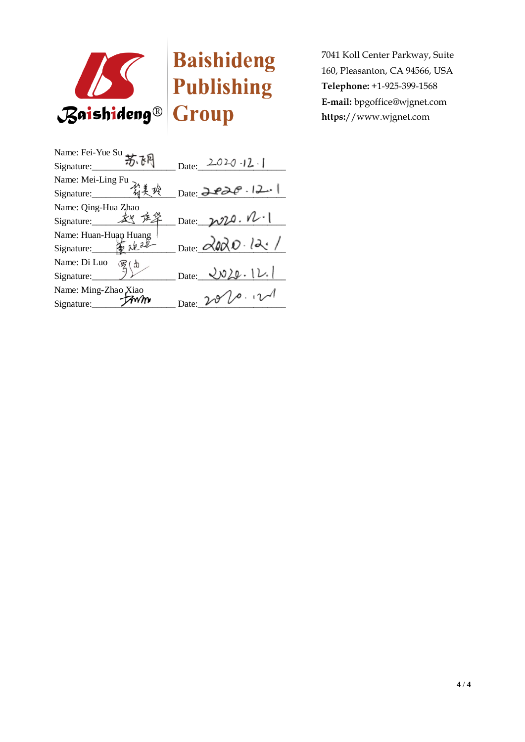Baishideng®

**Baishideng Publishing Group**

7041 Koll Center Parkway, Suite 160, Pleasanton, CA 94566, USA

**Telephone:** +1-925-399-1568

**E-mail:** bpgoffice@wjgnet.com

**https:**//www.wjgnet.com

Name: Fei-Yue Su

Signature: 苏飞月 Date: 2020.12.1

Name: Mei-Ling Fu

Signature: 符美玲 Date: 2020.12.1

Name: Qing-Hua Zhao

Signature: 赵庆华 Date: 2020.12.1

Name: Huan-Huan Huang

Signature: 黄欢欢 Date: 2020.12.1

Name: Di Luo

Signature: 罗迪 Date: 2020.12.1

Name: Ming-Zhao Xiao

Signature: ________ Date: 2020.12.1